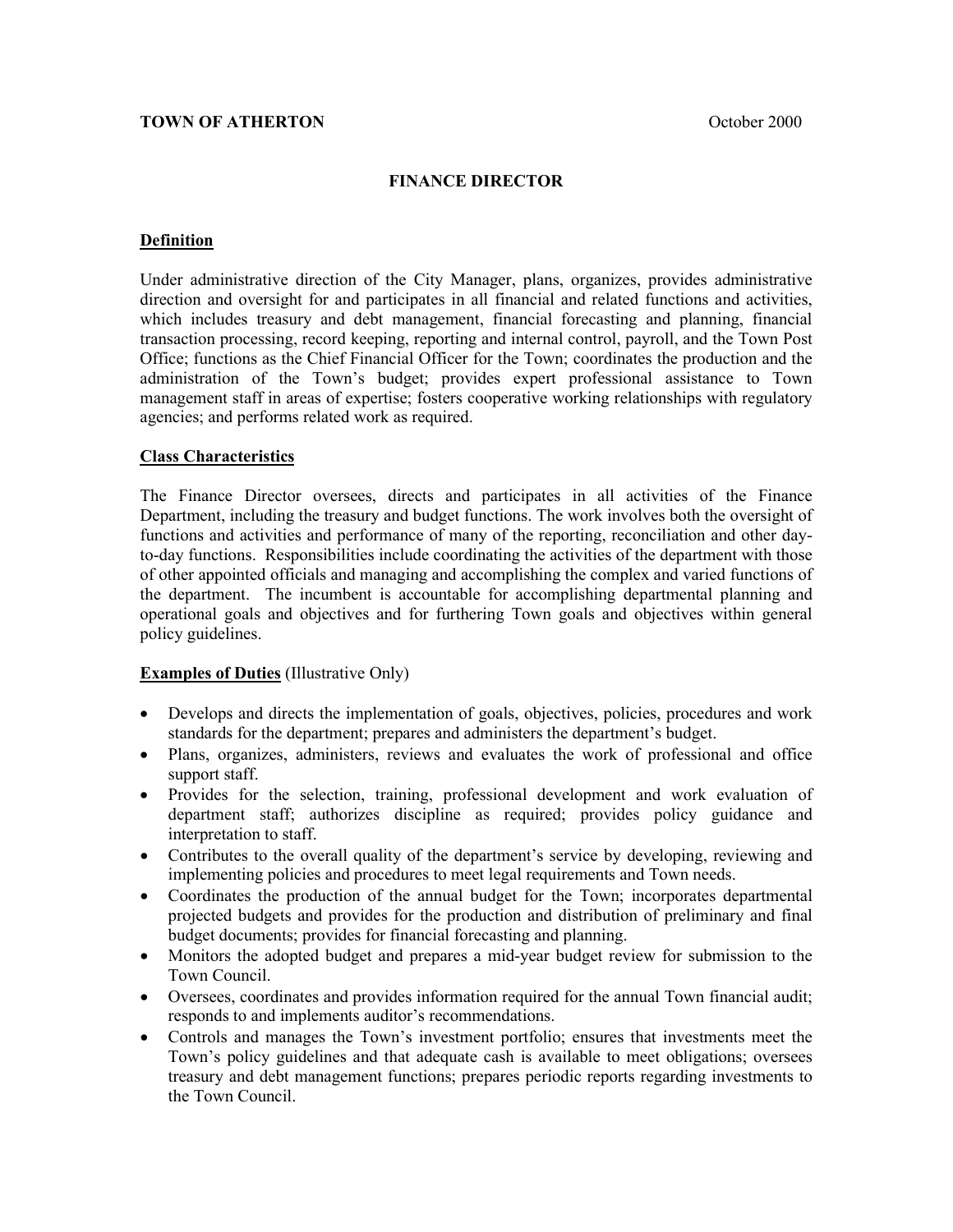**TOWN OF ATHERTON** October 2000

# FINANCE DIRECTOR

## Definition

Under administrative direction of the City Manager, plans, organizes, provides administrative direction and oversight for and participates in all financial and related functions and activities, which includes treasury and debt management, financial forecasting and planning, financial transaction processing, record keeping, reporting and internal control, payroll, and the Town Post Office; functions as the Chief Financial Officer for the Town; coordinates the production and the administration of the Town's budget; provides expert professional assistance to Town management staff in areas of expertise; fosters cooperative working relationships with regulatory agencies; and performs related work as required.

## Class Characteristics

The Finance Director oversees, directs and participates in all activities of the Finance Department, including the treasury and budget functions. The work involves both the oversight of functions and activities and performance of many of the reporting, reconciliation and other day-to-day functions. Responsibilities include coordinating the activities of the department with those of other appointed officials and managing and accomplishing the complex and varied functions of the department. The incumbent is accountable for accomplishing departmental planning and operational goals and objectives and for furthering Town goals and objectives within general policy guidelines.

## Examples of Duties (Illustrative Only)

- Develops and directs the implementation of goals, objectives, policies, procedures and work standards for the department; prepares and administers the department's budget.
- Plans, organizes, administers, reviews and evaluates the work of professional and office support staff.
- Provides for the selection, training, professional development and work evaluation of department staff; authorizes discipline as required; provides policy guidance and interpretation to staff.
- Contributes to the overall quality of the department's service by developing, reviewing and implementing policies and procedures to meet legal requirements and Town needs.
- Coordinates the production of the annual budget for the Town; incorporates departmental projected budgets and provides for the production and distribution of preliminary and final budget documents; provides for financial forecasting and planning.
- Monitors the adopted budget and prepares a mid-year budget review for submission to the Town Council.
- Oversees, coordinates and provides information required for the annual Town financial audit; responds to and implements auditor's recommendations.
- Controls and manages the Town's investment portfolio; ensures that investments meet the Town's policy guidelines and that adequate cash is available to meet obligations; oversees treasury and debt management functions; prepares periodic reports regarding investments to the Town Council.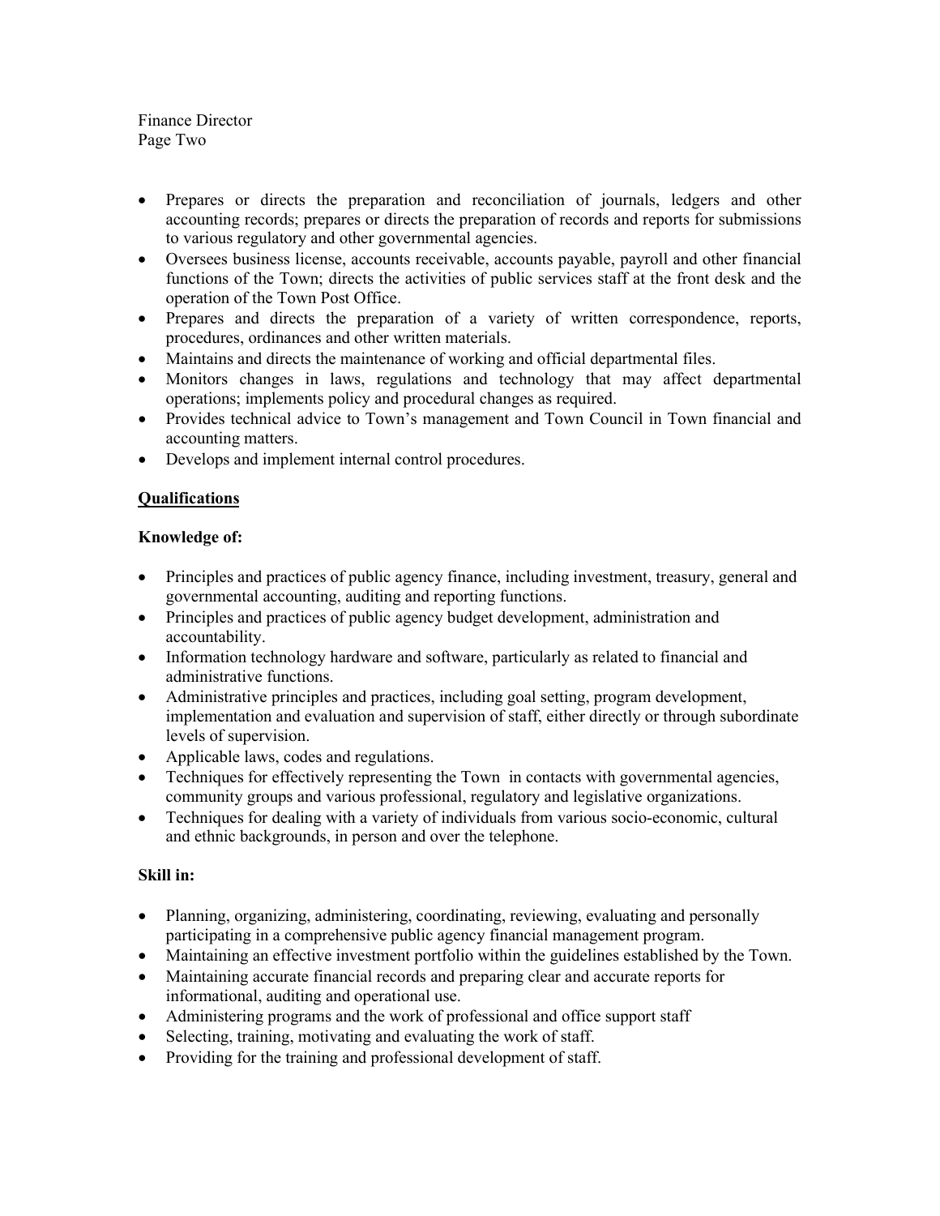- Prepares or directs the preparation and reconciliation of journals, ledgers and other accounting records; prepares or directs the preparation of records and reports for submissions to various regulatory and other governmental agencies.
- Oversees business license, accounts receivable, accounts payable, payroll and other financial functions of the Town; directs the activities of public services staff at the front desk and the operation of the Town Post Office.
- Prepares and directs the preparation of a variety of written correspondence, reports, procedures, ordinances and other written materials.
- Maintains and directs the maintenance of working and official departmental files.
- Monitors changes in laws, regulations and technology that may affect departmental operations; implements policy and procedural changes as required.
- Provides technical advice to Town's management and Town Council in Town financial and accounting matters.
- Develops and implement internal control procedures.

## Qualifications

### Knowledge of:

- Principles and practices of public agency finance, including investment, treasury, general and governmental accounting, auditing and reporting functions.
- Principles and practices of public agency budget development, administration and accountability.
- Information technology hardware and software, particularly as related to financial and administrative functions.
- Administrative principles and practices, including goal setting, program development, implementation and evaluation and supervision of staff, either directly or through subordinate levels of supervision.
- Applicable laws, codes and regulations.
- Techniques for effectively representing the Town in contacts with governmental agencies, community groups and various professional, regulatory and legislative organizations.
- Techniques for dealing with a variety of individuals from various socio-economic, cultural and ethnic backgrounds, in person and over the telephone.

### Skill in:

- Planning, organizing, administering, coordinating, reviewing, evaluating and personally participating in a comprehensive public agency financial management program.
- Maintaining an effective investment portfolio within the guidelines established by the Town.
- Maintaining accurate financial records and preparing clear and accurate reports for informational, auditing and operational use.
- Administering programs and the work of professional and office support staff
- Selecting, training, motivating and evaluating the work of staff.
- Providing for the training and professional development of staff.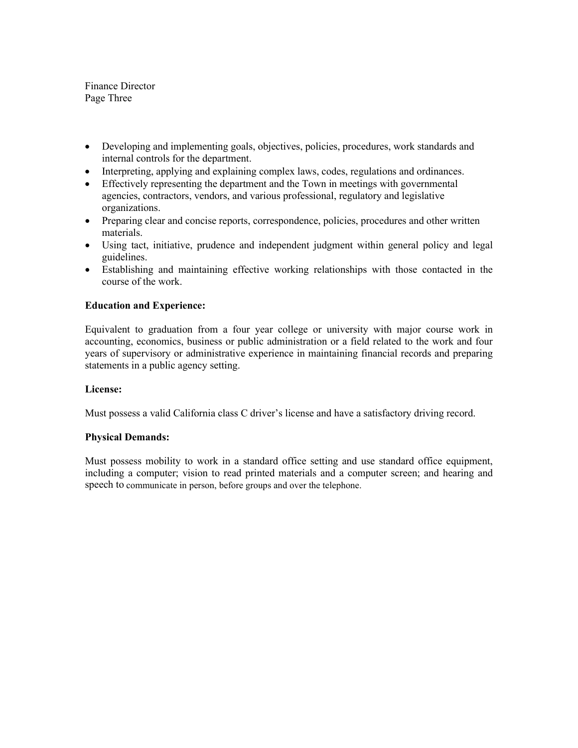- Developing and implementing goals, objectives, policies, procedures, work standards and internal controls for the department.
- Interpreting, applying and explaining complex laws, codes, regulations and ordinances.
- Effectively representing the department and the Town in meetings with governmental agencies, contractors, vendors, and various professional, regulatory and legislative organizations.
- Preparing clear and concise reports, correspondence, policies, procedures and other written materials.
- Using tact, initiative, prudence and independent judgment within general policy and legal guidelines.
- Establishing and maintaining effective working relationships with those contacted in the course of the work.

**Education and Experience:**

Equivalent to graduation from a four year college or university with major course work in accounting, economics, business or public administration or a field related to the work and four years of supervisory or administrative experience in maintaining financial records and preparing statements in a public agency setting.

**License:**

Must possess a valid California class C driver's license and have a satisfactory driving record.

**Physical Demands:**

Must possess mobility to work in a standard office setting and use standard office equipment, including a computer; vision to read printed materials and a computer screen; and hearing and speech to communicate in person, before groups and over the telephone.